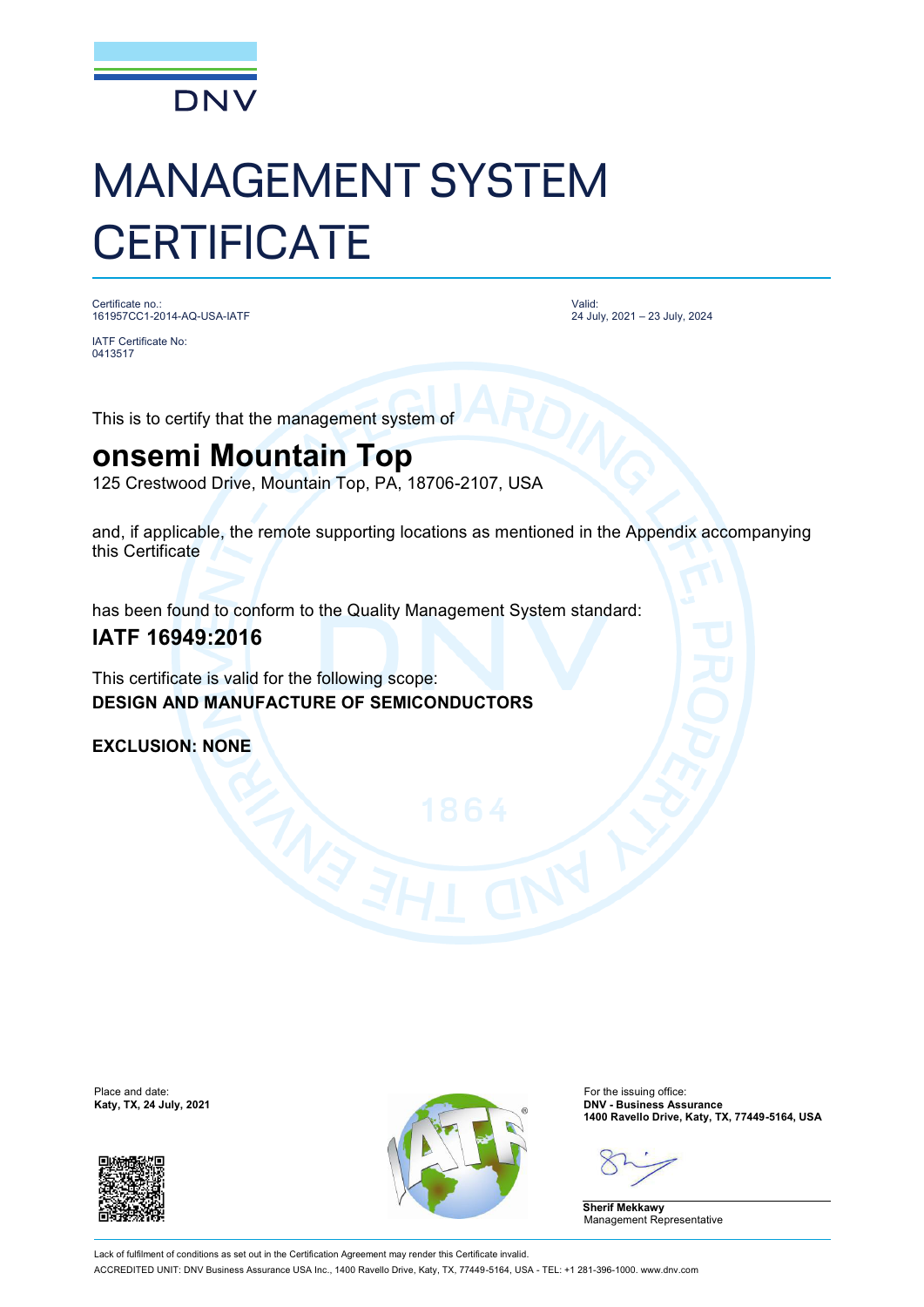DNV

# MANAGEMENT SYSTEM CERTIFICATE

Certificate no.:
161957CC1-2014-AQ-USA-IATF

IATF Certificate No:
0413517

Valid:
24 July, 2021 – 23 July, 2024

This is to certify that the management system of

## onsemi Mountain Top

125 Crestwood Drive, Mountain Top, PA, 18706-2107, USA

and, if applicable, the remote supporting locations as mentioned in the Appendix accompanying this Certificate

has been found to conform to the Quality Management System standard:

### IATF 16949:2016

This certificate is valid for the following scope:
**DESIGN AND MANUFACTURE OF SEMICONDUCTORS**

**EXCLUSION: NONE**

Place and date:
**Katy, TX, 24 July, 2021**

For the issuing office:
**DNV - Business Assurance**
**1400 Ravello Drive, Katy, TX, 77449-5164, USA**

**Sherif Mekkawy**
Management Representative

Lack of fulfilment of conditions as set out in the Certification Agreement may render this Certificate invalid.
ACCREDITED UNIT: DNV Business Assurance USA Inc., 1400 Ravello Drive, Katy, TX, 77449-5164, USA - TEL: +1 281-396-1000. www.dnv.com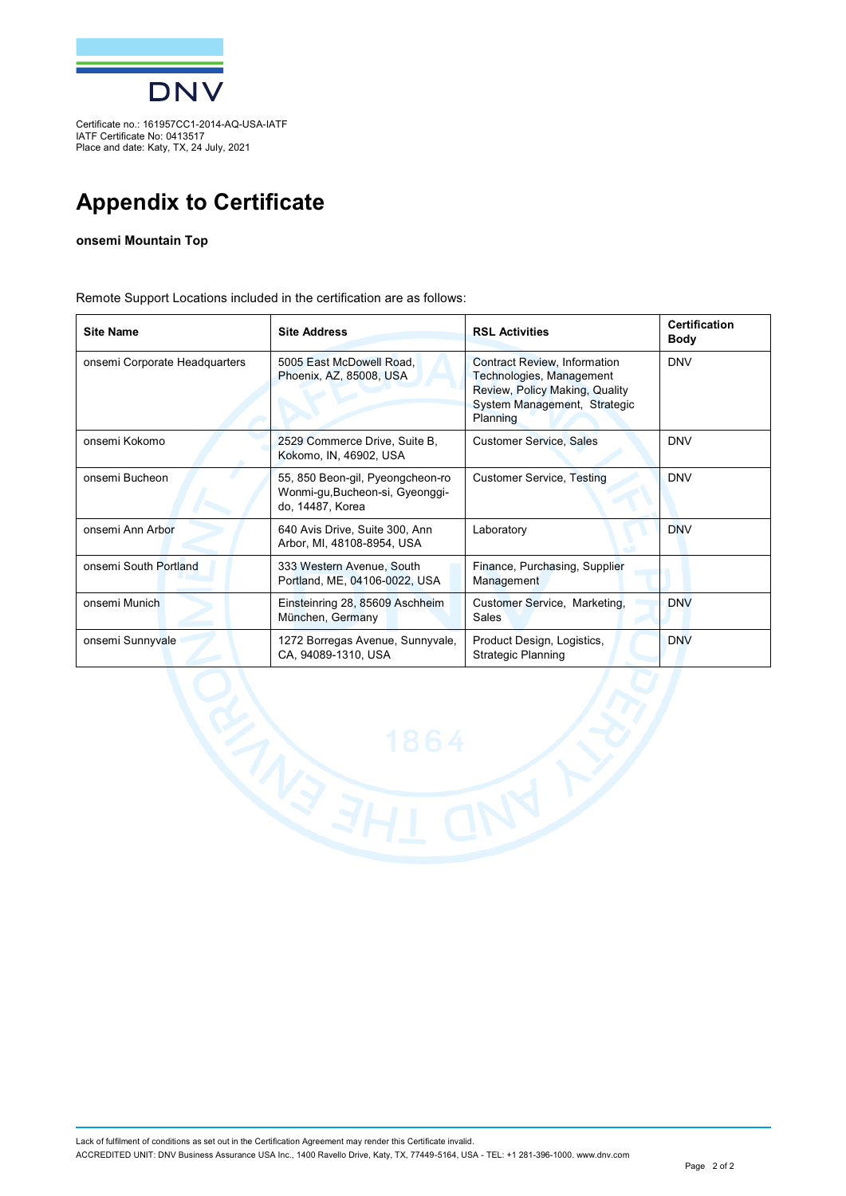Certificate no.: 161957CC1-2014-AQ-USA-IATF
IATF Certificate No: 0413517
Place and date: Katy, TX, 24 July, 2021

# Appendix to Certificate

**onsemi Mountain Top**

Remote Support Locations included in the certification are as follows:

| Site Name | Site Address | RSL Activities | Certification Body |
|---|---|---|---|
| onsemi Corporate Headquarters | 5005 East McDowell Road, Phoenix, AZ, 85008, USA | Contract Review, Information Technologies, Management Review, Policy Making, Quality System Management, Strategic Planning | DNV |
| onsemi Kokomo | 2529 Commerce Drive, Suite B, Kokomo, IN, 46902, USA | Customer Service, Sales | DNV |
| onsemi Bucheon | 55, 850 Beon-gil, Pyeongcheon-ro Wonmi-gu,Bucheon-si, Gyeonggi-do, 14487, Korea | Customer Service, Testing | DNV |
| onsemi Ann Arbor | 640 Avis Drive, Suite 300, Ann Arbor, MI, 48108-8954, USA | Laboratory | DNV |
| onsemi South Portland | 333 Western Avenue, South Portland, ME, 04106-0022, USA | Finance, Purchasing, Supplier Management | |
| onsemi Munich | Einsteinring 28, 85609 Aschheim München, Germany | Customer Service, Marketing, Sales | DNV |
| onsemi Sunnyvale | 1272 Borregas Avenue, Sunnyvale, CA, 94089-1310, USA | Product Design, Logistics, Strategic Planning | DNV |

Lack of fulfilment of conditions as set out in the Certification Agreement may render this Certificate invalid.
ACCREDITED UNIT: DNV Business Assurance USA Inc., 1400 Ravello Drive, Katy, TX, 77449-5164, USA - TEL: +1 281-396-1000. www.dnv.com